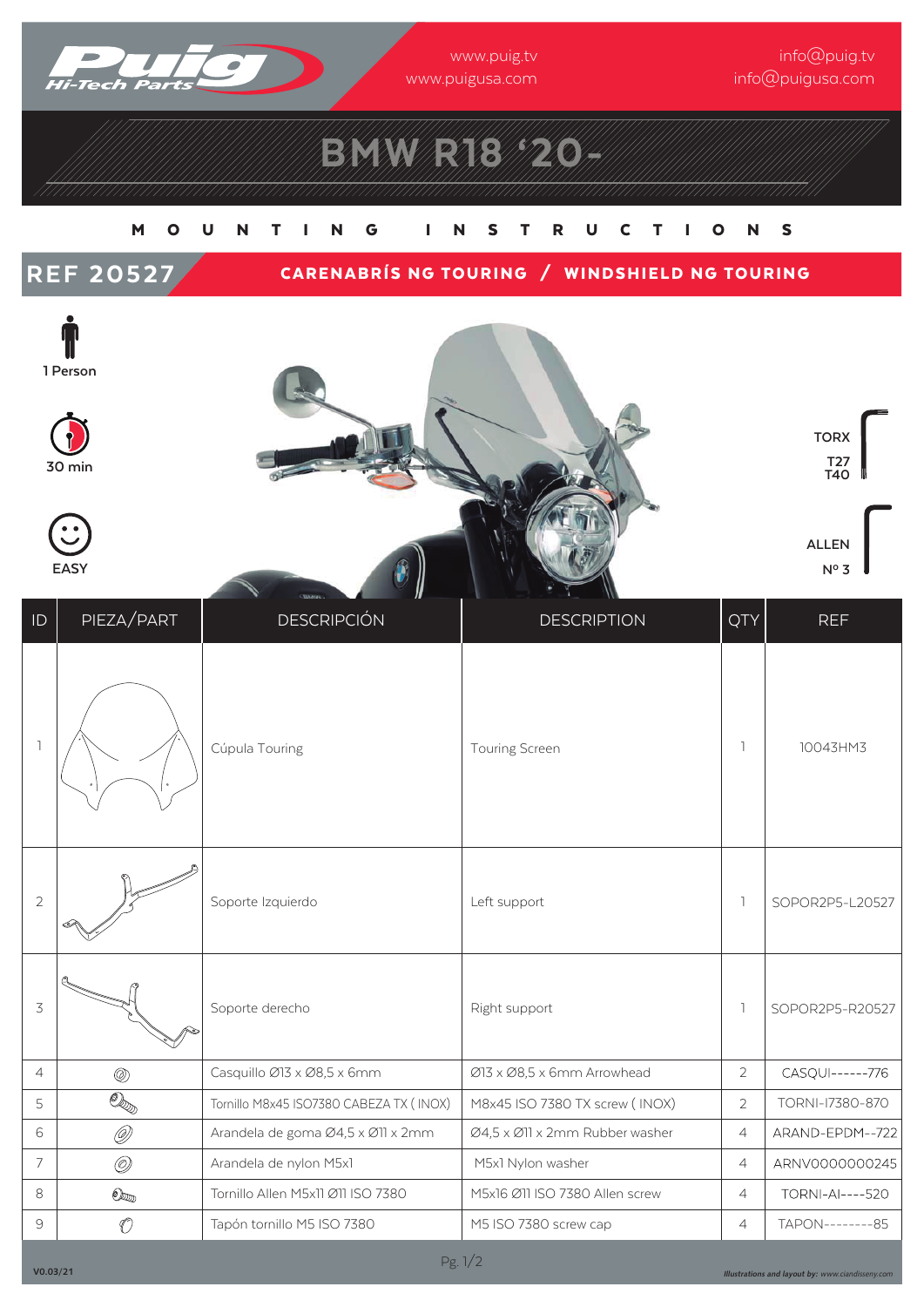**Puig Hi-Tech Parts**

www.puig.tv
www.puigusa.com

info@puig.tv
info@puigusa.com

# BMW R18 '20-

## MOUNTING INSTRUCTIONS

## REF 20527

**CARENABRÍS NG TOURING / WINDSHIELD NG TOURING**

1 Person

30 min

EASY

TORX
T27
T40

ALLEN
Nº 3

| ID | PIEZA/PART | DESCRIPCIÓN | DESCRIPTION | QTY | REF |
|---|---|---|---|---|---|
| 1 | | Cúpula Touring | Touring Screen | 1 | 10043HM3 |
| 2 | | Soporte Izquierdo | Left support | 1 | SOPOR2P5-L20527 |
| 3 | | Soporte derecho | Right support | 1 | SOPOR2P5-R20527 |
| 4 | | Casquillo Ø13 x Ø8,5 x 6mm | Ø13 x Ø8,5 x 6mm Arrowhead | 2 | CASQUI------776 |
| 5 | | Tornillo M8x45 ISO7380 CABEZA TX ( INOX) | M8x45 ISO 7380 TX screw ( INOX) | 2 | TORNI-I7380-870 |
| 6 | | Arandela de goma Ø4,5 x Ø11 x 2mm | Ø4,5 x Ø11 x 2mm Rubber washer | 4 | ARAND-EPDM--722 |
| 7 | | Arandela de nylon M5x1 | M5x1 Nylon washer | 4 | ARNV0000000245 |
| 8 | | Tornillo Allen M5x11 Ø11 ISO 7380 | M5x16 Ø11 ISO 7380 Allen screw | 4 | TORNI-AI----520 |
| 9 | | Tapón tornillo M5 ISO 7380 | M5 ISO 7380 screw cap | 4 | TAPON--------85 |

V0.03/21

*Illustrations and layout by: www.ciandisseny.com*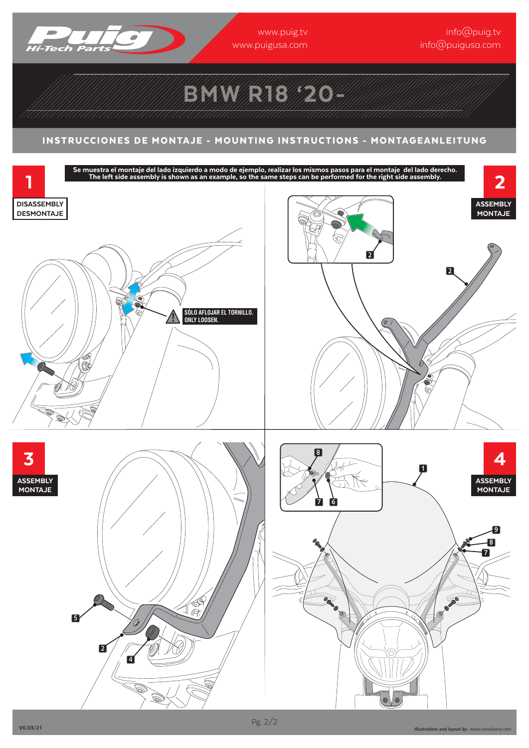www.puig.tv
www.puigusa.com

info@puig.tv
info@puigusa.com

# BMW R18 '20-

## INSTRUCCIONES DE MONTAJE - MOUNTING INSTRUCTIONS - MONTAGEANLEITUNG

**Se muestra el montaje del lado izquierdo a modo de ejemplo, realizar los mismos pasos para el montaje del lado derecho.**
**The left side assembly is shown as an example, so the same steps can be performed for the right side assembly.**

### 1
DISASSEMBLY
DESMONTAJE

SÓLO AFLOJAR EL TORNILLO.
ONLY LOOSEN.

### 2
ASSEMBLY
MONTAJE

2

2

### 3
ASSEMBLY
MONTAJE

5

2

4

### 4
ASSEMBLY
MONTAJE

8

7 6

1

9

8

7

V0.03/21

*Illustrations and layout by: www.ciandisseny.com*